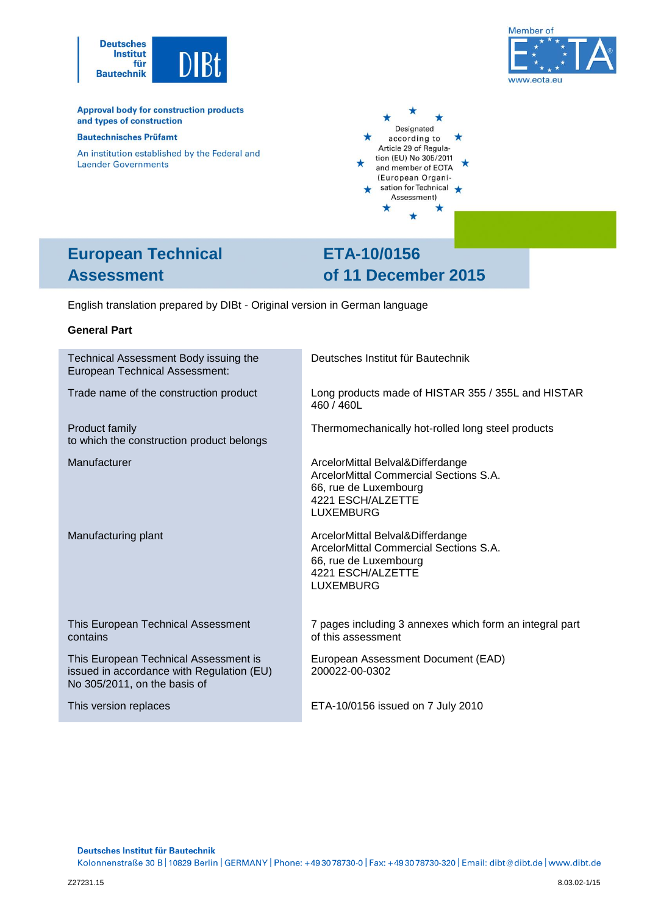Deutsches Institut für Bautechnik

Approval body for construction products and types of construction

Bautechnisches Prüfamt

An institution established by the Federal and Laender Governments

Member of EOTA
www.eota.eu

Designated according to Article 29 of Regulation (EU) No 305/2011 and member of EOTA (European Organisation for Technical Assessment)

# European Technical Assessment

# ETA-10/0156 of 11 December 2015

English translation prepared by DIBt - Original version in German language

**General Part**

| | |
|---|---|
| Technical Assessment Body issuing the European Technical Assessment: | Deutsches Institut für Bautechnik |
| Trade name of the construction product | Long products made of HISTAR 355 / 355L and HISTAR 460 / 460L |
| Product family to which the construction product belongs | Thermomechanically hot-rolled long steel products |
| Manufacturer | ArcelorMittal Belval&Differdange<br>ArcelorMittal Commercial Sections S.A.<br>66, rue de Luxembourg<br>4221 ESCH/ALZETTE<br>LUXEMBURG |
| Manufacturing plant | ArcelorMittal Belval&Differdange<br>ArcelorMittal Commercial Sections S.A.<br>66, rue de Luxembourg<br>4221 ESCH/ALZETTE<br>LUXEMBURG |
| This European Technical Assessment contains | 7 pages including 3 annexes which form an integral part of this assessment |
| This European Technical Assessment is issued in accordance with Regulation (EU) No 305/2011, on the basis of | European Assessment Document (EAD) 200022-00-0302 |
| This version replaces | ETA-10/0156 issued on 7 July 2010 |

Deutsches Institut für Bautechnik
Kolonnenstraße 30 B | 10829 Berlin | GERMANY | Phone: +49 30 78730-0 | Fax: +49 30 78730-320 | Email: dibt@dibt.de | www.dibt.de

Z27231.15 8.03.02-1/15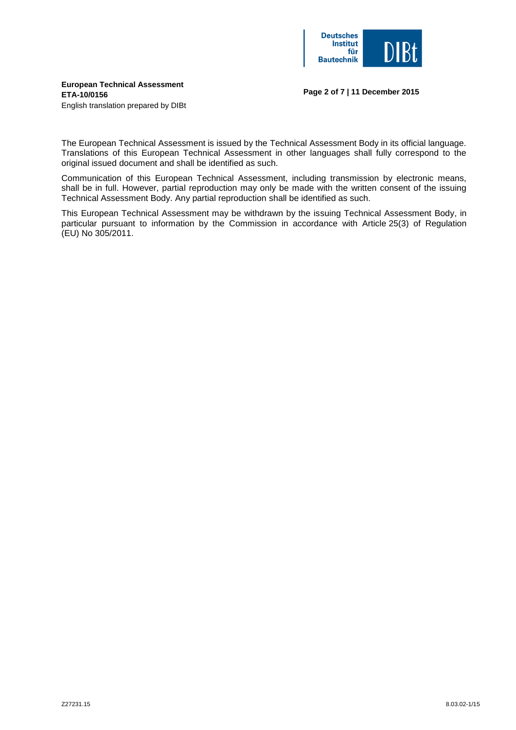The European Technical Assessment is issued by the Technical Assessment Body in its official language. Translations of this European Technical Assessment in other languages shall fully correspond to the original issued document and shall be identified as such.

Communication of this European Technical Assessment, including transmission by electronic means, shall be in full. However, partial reproduction may only be made with the written consent of the issuing Technical Assessment Body. Any partial reproduction shall be identified as such.

This European Technical Assessment may be withdrawn by the issuing Technical Assessment Body, in particular pursuant to information by the Commission in accordance with Article 25(3) of Regulation (EU) No 305/2011.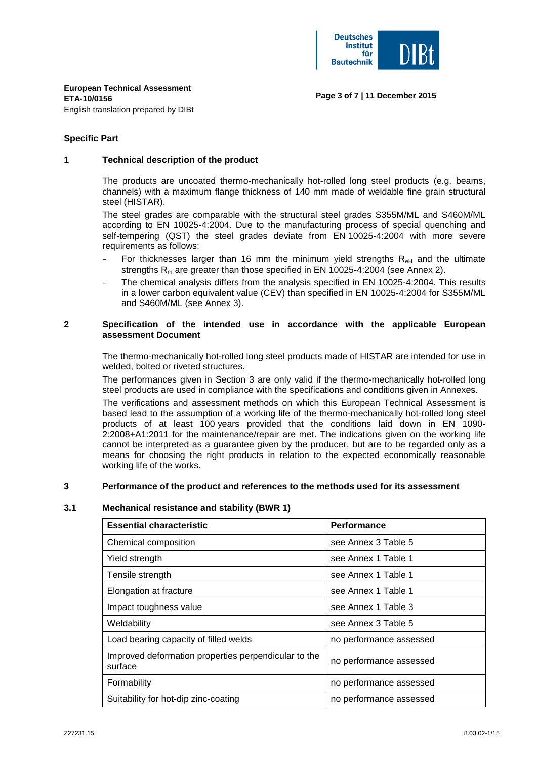**European Technical Assessment**
**ETA-10/0156**
English translation prepared by DIBt

## Specific Part

### 1 Technical description of the product

The products are uncoated thermo-mechanically hot-rolled long steel products (e.g. beams, channels) with a maximum flange thickness of 140 mm made of weldable fine grain structural steel (HISTAR).

The steel grades are comparable with the structural steel grades S355M/ML and S460M/ML according to EN 10025-4:2004. Due to the manufacturing process of special quenching and self-tempering (QST) the steel grades deviate from EN 10025-4:2004 with more severe requirements as follows:

- For thicknesses larger than 16 mm the minimum yield strengths $R_{eH}$ and the ultimate strengths $R_m$ are greater than those specified in EN 10025-4:2004 (see Annex 2).
- The chemical analysis differs from the analysis specified in EN 10025-4:2004. This results in a lower carbon equivalent value (CEV) than specified in EN 10025-4:2004 for S355M/ML and S460M/ML (see Annex 3).

### 2 Specification of the intended use in accordance with the applicable European assessment Document

The thermo-mechanically hot-rolled long steel products made of HISTAR are intended for use in welded, bolted or riveted structures.

The performances given in Section 3 are only valid if the thermo-mechanically hot-rolled long steel products are used in compliance with the specifications and conditions given in Annexes.

The verifications and assessment methods on which this European Technical Assessment is based lead to the assumption of a working life of the thermo-mechanically hot-rolled long steel products of at least 100 years provided that the conditions laid down in EN 1090-2:2008+A1:2011 for the maintenance/repair are met. The indications given on the working life cannot be interpreted as a guarantee given by the producer, but are to be regarded only as a means for choosing the right products in relation to the expected economically reasonable working life of the works.

### 3 Performance of the product and references to the methods used for its assessment

### 3.1 Mechanical resistance and stability (BWR 1)

| Essential characteristic | Performance |
|---|---|
| Chemical composition | see Annex 3 Table 5 |
| Yield strength | see Annex 1 Table 1 |
| Tensile strength | see Annex 1 Table 1 |
| Elongation at fracture | see Annex 1 Table 1 |
| Impact toughness value | see Annex 1 Table 3 |
| Weldability | see Annex 3 Table 5 |
| Load bearing capacity of filled welds | no performance assessed |
| Improved deformation properties perpendicular to the surface | no performance assessed |
| Formability | no performance assessed |
| Suitability for hot-dip zinc-coating | no performance assessed |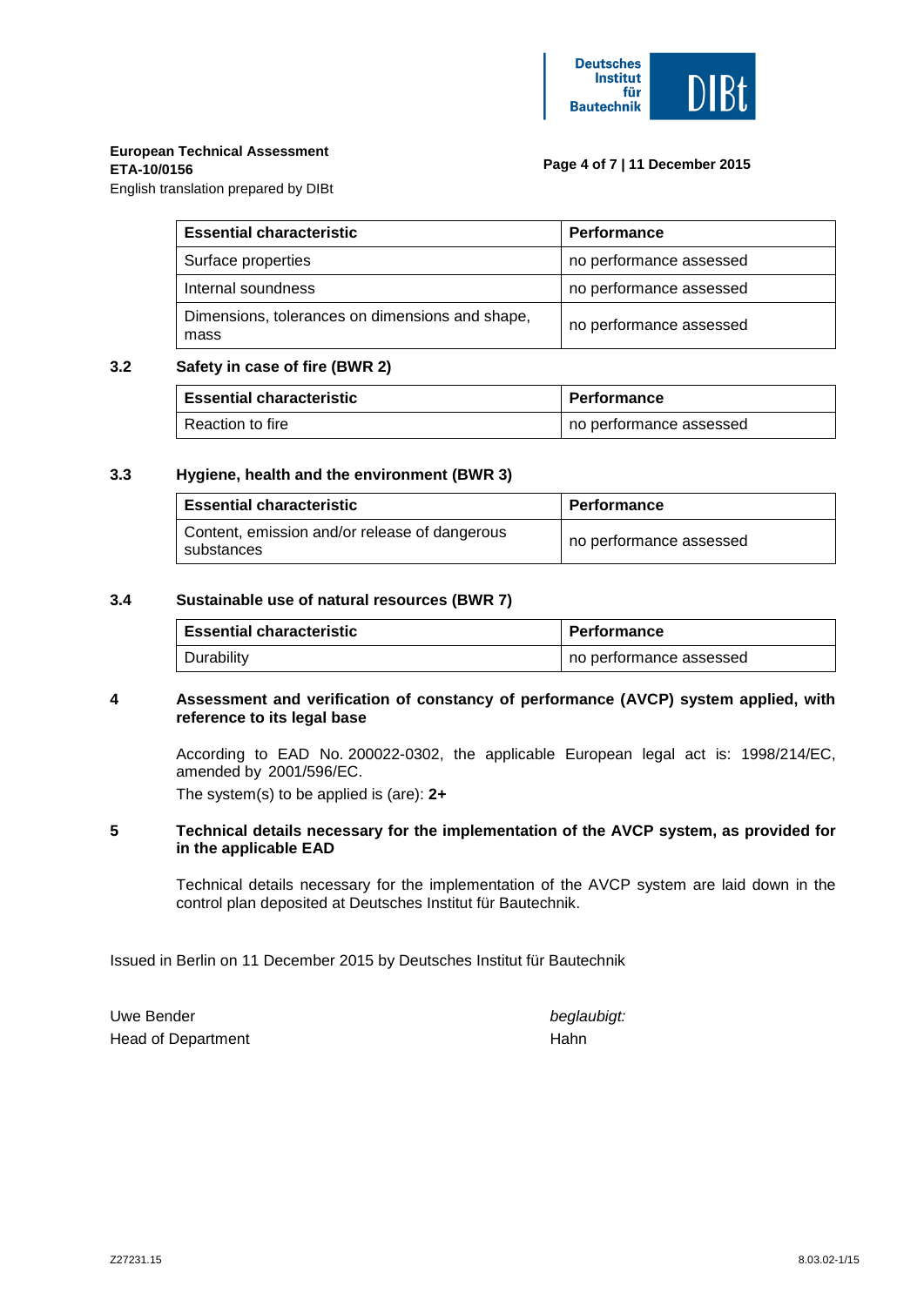| Essential characteristic | Performance |
|---|---|
| Surface properties | no performance assessed |
| Internal soundness | no performance assessed |
| Dimensions, tolerances on dimensions and shape, mass | no performance assessed |

### 3.2 Safety in case of fire (BWR 2)

| Essential characteristic | Performance |
|---|---|
| Reaction to fire | no performance assessed |

### 3.3 Hygiene, health and the environment (BWR 3)

| Essential characteristic | Performance |
|---|---|
| Content, emission and/or release of dangerous substances | no performance assessed |

### 3.4 Sustainable use of natural resources (BWR 7)

| Essential characteristic | Performance |
|---|---|
| Durability | no performance assessed |

## 4 Assessment and verification of constancy of performance (AVCP) system applied, with reference to its legal base

According to EAD No. 200022-0302, the applicable European legal act is: 1998/214/EC, amended by 2001/596/EC.

The system(s) to be applied is (are): **2+**

## 5 Technical details necessary for the implementation of the AVCP system, as provided for in the applicable EAD

Technical details necessary for the implementation of the AVCP system are laid down in the control plan deposited at Deutsches Institut für Bautechnik.

Issued in Berlin on 11 December 2015 by Deutsches Institut für Bautechnik

Uwe Bender
Head of Department

*beglaubigt:*
Hahn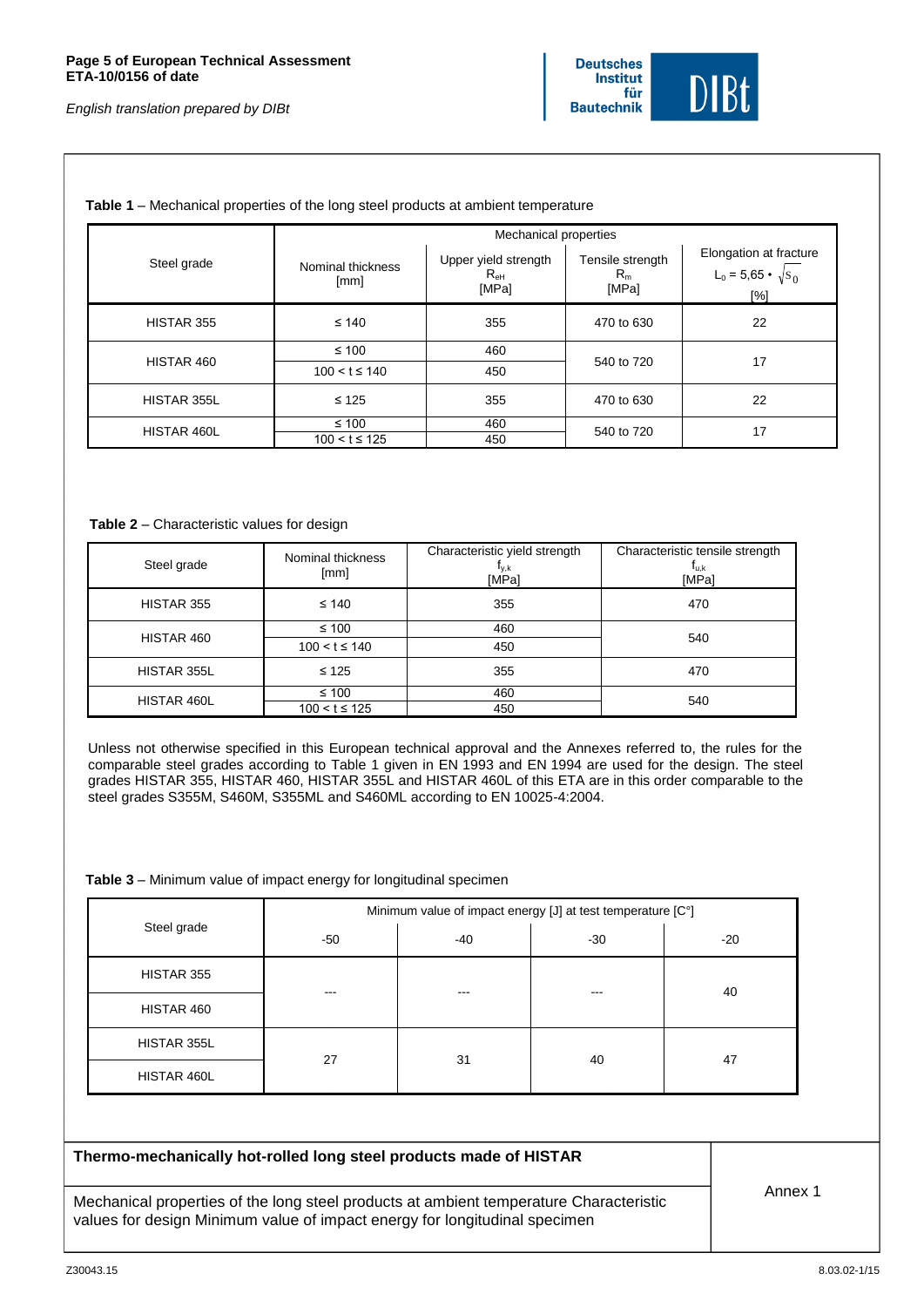**Table 1** – Mechanical properties of the long steel products at ambient temperature

| Steel grade | Mechanical properties | | | |
|---|---|---|---|---|
| | Nominal thickness [mm] | Upper yield strength $R_{eH}$ [MPa] | Tensile strength $R_m$ [MPa] | Elongation at fracture $L_0 = 5{,}65 \cdot \sqrt{S_0}$ [%] |
| HISTAR 355 | ≤ 140 | 355 | 470 to 630 | 22 |
| HISTAR 460 | ≤ 100 | 460 | 540 to 720 | 17 |
| | 100 < t ≤ 140 | 450 | | |
| HISTAR 355L | ≤ 125 | 355 | 470 to 630 | 22 |
| HISTAR 460L | ≤ 100 | 460 | 540 to 720 | 17 |
| | 100 < t ≤ 125 | 450 | | |

**Table 2** – Characteristic values for design

| Steel grade | Nominal thickness [mm] | Characteristic yield strength $f_{y,k}$ [MPa] | Characteristic tensile strength $f_{u,k}$ [MPa] |
|---|---|---|---|
| HISTAR 355 | ≤ 140 | 355 | 470 |
| HISTAR 460 | ≤ 100 | 460 | 540 |
| | 100 < t ≤ 140 | 450 | |
| HISTAR 355L | ≤ 125 | 355 | 470 |
| HISTAR 460L | ≤ 100 | 460 | 540 |
| | 100 < t ≤ 125 | 450 | |

Unless not otherwise specified in this European technical approval and the Annexes referred to, the rules for the comparable steel grades according to Table 1 given in EN 1993 and EN 1994 are used for the design. The steel grades HISTAR 355, HISTAR 460, HISTAR 355L and HISTAR 460L of this ETA are in this order comparable to the steel grades S355M, S460M, S355ML and S460ML according to EN 10025-4:2004.

**Table 3** – Minimum value of impact energy for longitudinal specimen

| Steel grade | Minimum value of impact energy [J] at test temperature [C°] | | | |
|---|---|---|---|---|
| | -50 | -40 | -30 | -20 |
| HISTAR 355 | --- | --- | --- | 40 |
| HISTAR 460 | | | | |
| HISTAR 355L | 27 | 31 | 40 | 47 |
| HISTAR 460L | | | | |

| **Thermo-mechanically hot-rolled long steel products made of HISTAR** | Annex 1 |
|---|---|
| Mechanical properties of the long steel products at ambient temperature Characteristic values for design Minimum value of impact energy for longitudinal specimen | |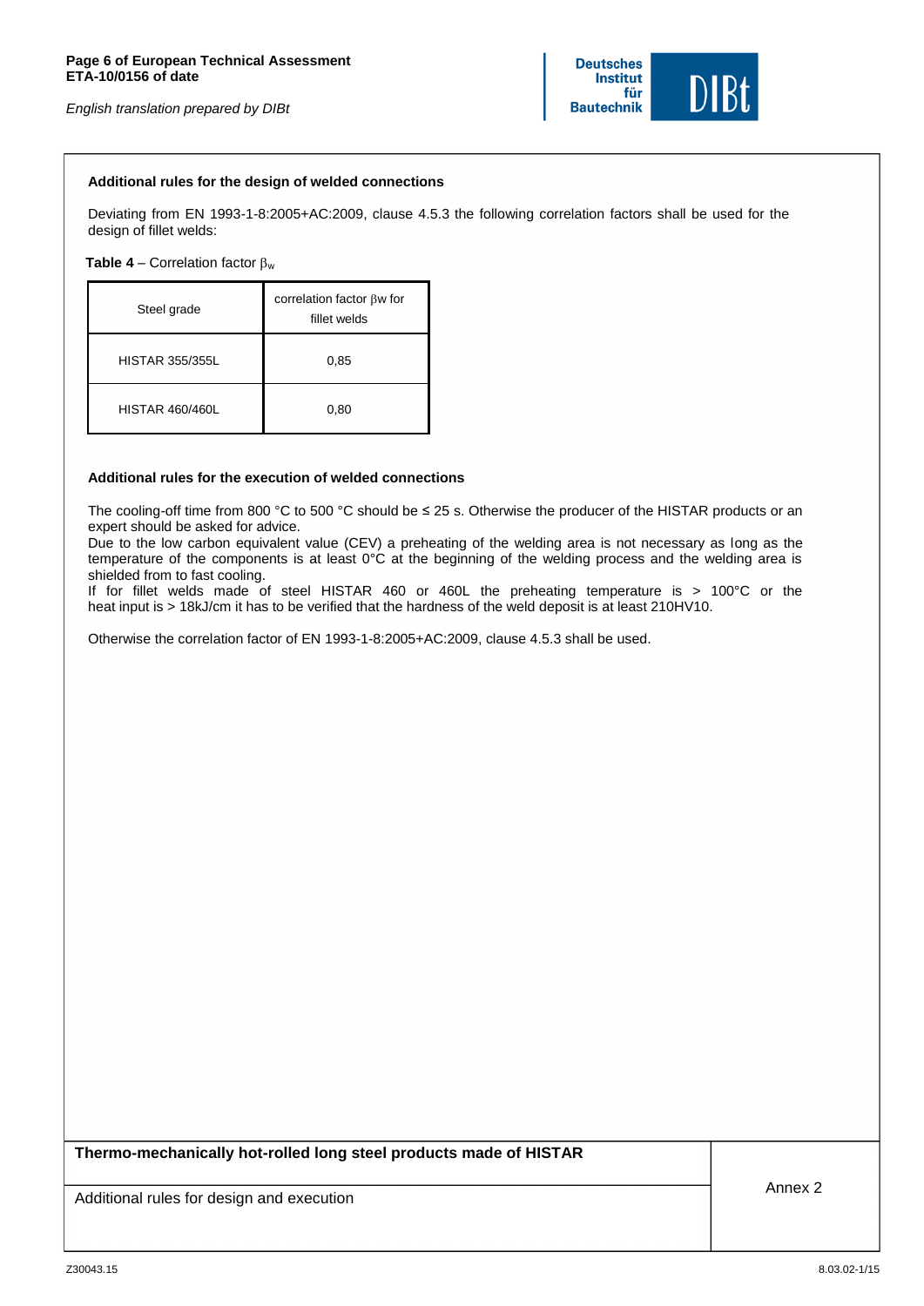### Additional rules for the design of welded connections

Deviating from EN 1993-1-8:2005+AC:2009, clause 4.5.3 the following correlation factors shall be used for the design of fillet welds:

**Table 4** – Correlation factor $\beta_w$

| Steel grade | correlation factor $\beta w$ for fillet welds |
|---|---|
| HISTAR 355/355L | 0,85 |
| HISTAR 460/460L | 0,80 |

### Additional rules for the execution of welded connections

The cooling-off time from 800 °C to 500 °C should be ≤ 25 s. Otherwise the producer of the HISTAR products or an expert should be asked for advice.
Due to the low carbon equivalent value (CEV) a preheating of the welding area is not necessary as long as the temperature of the components is at least 0°C at the beginning of the welding process and the welding area is shielded from to fast cooling.
If for fillet welds made of steel HISTAR 460 or 460L the preheating temperature is > 100°C or the heat input is > 18kJ/cm it has to be verified that the hardness of the weld deposit is at least 210HV10.

Otherwise the correlation factor of EN 1993-1-8:2005+AC:2009, clause 4.5.3 shall be used.

| **Thermo-mechanically hot-rolled long steel products made of HISTAR** | Annex 2 |
|---|---|
| Additional rules for design and execution | |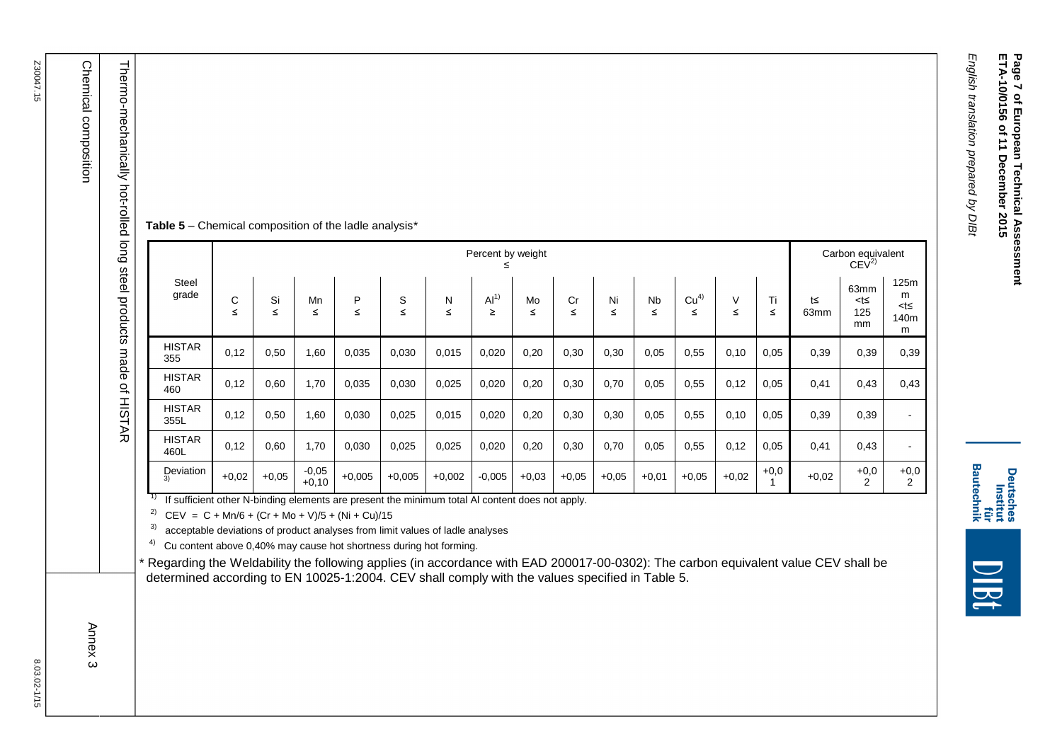**Table 5** – Chemical composition of the ladle analysis*

| Steel grade | Percent by weight ≤ | | | | | | | | | | | | | | Carbon equivalent CEV[2)] | | |
|---|---|---|---|---|---|---|---|---|---|---|---|---|---|---|---|---|---|
| | C ≤ | Si ≤ | Mn ≤ | P ≤ | S ≤ | N ≤ | Al[1)] ≥ | Mo ≤ | Cr ≤ | Ni ≤ | Nb ≤ | Cu[4)] ≤ | V ≤ | Ti ≤ | t≤ 63mm | 63mm <t≤ 125 mm | 125mm <t≤ 140mm |
| HISTAR 355 | 0,12 | 0,50 | 1,60 | 0,035 | 0,030 | 0,015 | 0,020 | 0,20 | 0,30 | 0,30 | 0,05 | 0,55 | 0,10 | 0,05 | 0,39 | 0,39 | 0,39 |
| HISTAR 460 | 0,12 | 0,60 | 1,70 | 0,035 | 0,030 | 0,025 | 0,020 | 0,20 | 0,30 | 0,70 | 0,05 | 0,55 | 0,12 | 0,05 | 0,41 | 0,43 | 0,43 |
| HISTAR 355L | 0,12 | 0,50 | 1,60 | 0,030 | 0,025 | 0,015 | 0,020 | 0,20 | 0,30 | 0,30 | 0,05 | 0,55 | 0,10 | 0,05 | 0,39 | 0,39 | - |
| HISTAR 460L | 0,12 | 0,60 | 1,70 | 0,030 | 0,025 | 0,025 | 0,020 | 0,20 | 0,30 | 0,70 | 0,05 | 0,55 | 0,12 | 0,05 | 0,41 | 0,43 | - |
| Deviation[3)] | +0,02 | +0,05 | -0,05 +0,10 | +0,005 | +0,005 | +0,002 | -0,005 | +0,03 | +0,05 | +0,05 | +0,01 | +0,05 | +0,02 | +0,01 | +0,02 | +0,02 | +0,02 |

[1)] If sufficient other N-binding elements are present the minimum total Al content does not apply.

[2)] CEV = C + Mn/6 + (Cr + Mo + V)/5 + (Ni + Cu)/15

[3)] acceptable deviations of product analyses from limit values of ladle analyses

[4)] Cu content above 0,40% may cause hot shortness during hot forming.

\* Regarding the Weldability the following applies (in accordance with EAD 200017-00-0302): The carbon equivalent value CEV shall be determined according to EN 10025-1:2004. CEV shall comply with the values specified in Table 5.

Thermo-mechanically hot-rolled long steel products made of HISTAR

Chemical composition

Annex 3